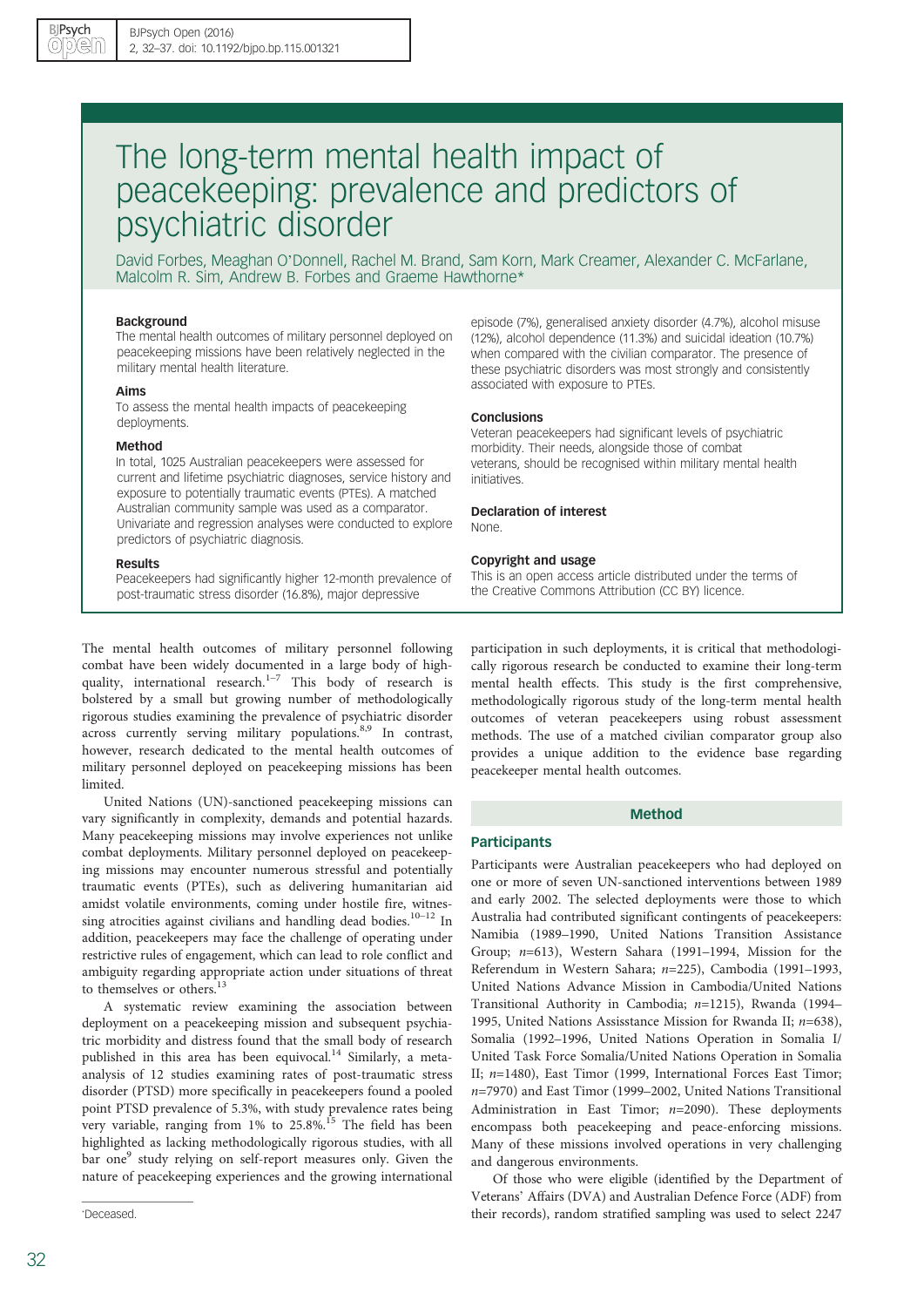# The long-term mental health impact of peacekeeping: prevalence and predictors of psychiatric disorder

David Forbes, Meaghan O'Donnell, Rachel M. Brand, Sam Korn, Mark Creamer, Alexander C. McFarlane, Malcolm R. Sim, Andrew B. Forbes and Graeme Hawthorne*

### Background

The mental health outcomes of military personnel deployed on peacekeeping missions have been relatively neglected in the military mental health literature.

### Aims

To assess the mental health impacts of peacekeeping deployments.

### Method

In total, 1025 Australian peacekeepers were assessed for current and lifetime psychiatric diagnoses, service history and exposure to potentially traumatic events (PTEs). A matched Australian community sample was used as a comparator. Univariate and regression analyses were conducted to explore predictors of psychiatric diagnosis.

### Results

Peacekeepers had significantly higher 12-month prevalence of post-traumatic stress disorder (16.8%), major depressive episode (7%), generalised anxiety disorder (4.7%), alcohol misuse (12%), alcohol dependence (11.3%) and suicidal ideation (10.7%) when compared with the civilian comparator. The presence of these psychiatric disorders was most strongly and consistently associated with exposure to PTEs.

### Conclusions

Veteran peacekeepers had significant levels of psychiatric morbidity. Their needs, alongside those of combat veterans, should be recognised within military mental health initiatives.

### Declaration of interest

None.

### Copyright and usage

This is an open access article distributed under the terms of the Creative Commons Attribution (CC BY) licence.

The mental health outcomes of military personnel following combat have been widely documented in a large body of high-quality, international research.[1–7] This body of research is bolstered by a small but growing number of methodologically rigorous studies examining the prevalence of psychiatric disorder across currently serving military populations.[8,9] In contrast, however, research dedicated to the mental health outcomes of military personnel deployed on peacekeeping missions has been limited.

United Nations (UN)-sanctioned peacekeeping missions can vary significantly in complexity, demands and potential hazards. Many peacekeeping missions may involve experiences not unlike combat deployments. Military personnel deployed on peacekeeping missions may encounter numerous stressful and potentially traumatic events (PTEs), such as delivering humanitarian aid amidst volatile environments, coming under hostile fire, witnessing atrocities against civilians and handling dead bodies.[10–12] In addition, peacekeepers may face the challenge of operating under restrictive rules of engagement, which can lead to role conflict and ambiguity regarding appropriate action under situations of threat to themselves or others.[13]

A systematic review examining the association between deployment on a peacekeeping mission and subsequent psychiatric morbidity and distress found that the small body of research published in this area has been equivocal.[14] Similarly, a meta-analysis of 12 studies examining rates of post-traumatic stress disorder (PTSD) more specifically in peacekeepers found a pooled point PTSD prevalence of 5.3%, with study prevalence rates being very variable, ranging from 1% to 25.8%.[15] The field has been highlighted as lacking methodologically rigorous studies, with all bar one[9] study relying on self-report measures only. Given the nature of peacekeeping experiences and the growing international participation in such deployments, it is critical that methodologically rigorous research be conducted to examine their long-term mental health effects. This study is the first comprehensive, methodologically rigorous study of the long-term mental health outcomes of veteran peacekeepers using robust assessment methods. The use of a matched civilian comparator group also provides a unique addition to the evidence base regarding peacekeeper mental health outcomes.

## Method

### Participants

Participants were Australian peacekeepers who had deployed on one or more of seven UN-sanctioned interventions between 1989 and early 2002. The selected deployments were those to which Australia had contributed significant contingents of peacekeepers: Namibia (1989–1990, United Nations Transition Assistance Group; $n$=613), Western Sahara (1991–1994, Mission for the Referendum in Western Sahara; $n$=225), Cambodia (1991–1993, United Nations Advance Mission in Cambodia/United Nations Transitional Authority in Cambodia; $n$=1215), Rwanda (1994–1995, United Nations Assisstance Mission for Rwanda II; $n$=638), Somalia (1992–1996, United Nations Operation in Somalia I/United Task Force Somalia/United Nations Operation in Somalia II; $n$=1480), East Timor (1999, International Forces East Timor; $n$=7970) and East Timor (1999–2002, United Nations Transitional Administration in East Timor; $n$=2090). These deployments encompass both peacekeeping and peace-enforcing missions. Many of these missions involved operations in very challenging and dangerous environments.

Of those who were eligible (identified by the Department of Veterans' Affairs (DVA) and Australian Defence Force (ADF) from their records), random stratified sampling was used to select 2247

*Deceased.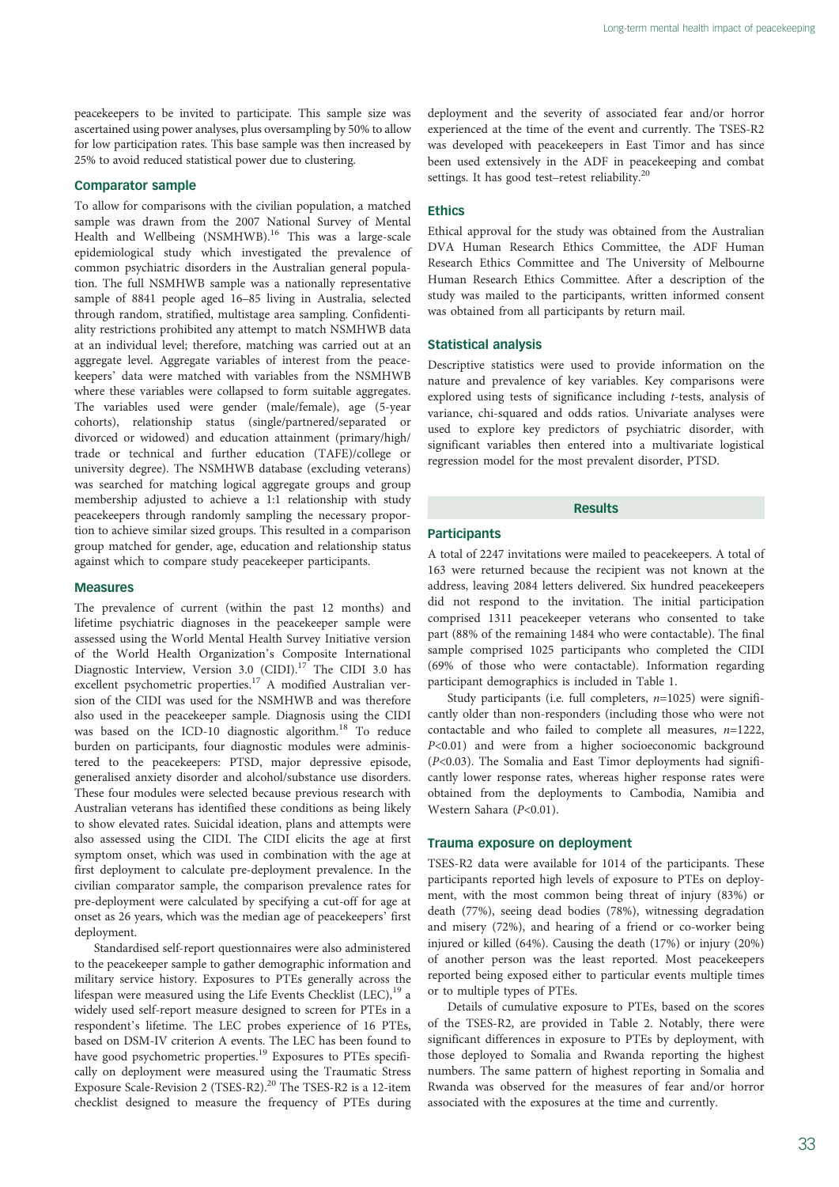peacekeepers to be invited to participate. This sample size was ascertained using power analyses, plus oversampling by 50% to allow for low participation rates. This base sample was then increased by 25% to avoid reduced statistical power due to clustering.

### Comparator sample

To allow for comparisons with the civilian population, a matched sample was drawn from the 2007 National Survey of Mental Health and Wellbeing (NSMHWB).[16] This was a large-scale epidemiological study which investigated the prevalence of common psychiatric disorders in the Australian general population. The full NSMHWB sample was a nationally representative sample of 8841 people aged 16–85 living in Australia, selected through random, stratified, multistage area sampling. Confidentiality restrictions prohibited any attempt to match NSMHWB data at an individual level; therefore, matching was carried out at an aggregate level. Aggregate variables of interest from the peacekeepers' data were matched with variables from the NSMHWB where these variables were collapsed to form suitable aggregates. The variables used were gender (male/female), age (5-year cohorts), relationship status (single/partnered/separated or divorced or widowed) and education attainment (primary/high/trade or technical and further education (TAFE)/college or university degree). The NSMHWB database (excluding veterans) was searched for matching logical aggregate groups and group membership adjusted to achieve a 1:1 relationship with study peacekeepers through randomly sampling the necessary proportion to achieve similar sized groups. This resulted in a comparison group matched for gender, age, education and relationship status against which to compare study peacekeeper participants.

### Measures

The prevalence of current (within the past 12 months) and lifetime psychiatric diagnoses in the peacekeeper sample were assessed using the World Mental Health Survey Initiative version of the World Health Organization's Composite International Diagnostic Interview, Version 3.0 (CIDI).[17] The CIDI 3.0 has excellent psychometric properties.[17] A modified Australian version of the CIDI was used for the NSMHWB and was therefore also used in the peacekeeper sample. Diagnosis using the CIDI was based on the ICD-10 diagnostic algorithm.[18] To reduce burden on participants, four diagnostic modules were administered to the peacekeepers: PTSD, major depressive episode, generalised anxiety disorder and alcohol/substance use disorders. These four modules were selected because previous research with Australian veterans has identified these conditions as being likely to show elevated rates. Suicidal ideation, plans and attempts were also assessed using the CIDI. The CIDI elicits the age at first symptom onset, which was used in combination with the age at first deployment to calculate pre-deployment prevalence. In the civilian comparator sample, the comparison prevalence rates for pre-deployment were calculated by specifying a cut-off for age at onset as 26 years, which was the median age of peacekeepers' first deployment.

Standardised self-report questionnaires were also administered to the peacekeeper sample to gather demographic information and military service history. Exposures to PTEs generally across the lifespan were measured using the Life Events Checklist (LEC),[19] a widely used self-report measure designed to screen for PTEs in a respondent's lifetime. The LEC probes experience of 16 PTEs, based on DSM-IV criterion A events. The LEC has been found to have good psychometric properties.[19] Exposures to PTEs specifically on deployment were measured using the Traumatic Stress Exposure Scale-Revision 2 (TSES-R2).[20] The TSES-R2 is a 12-item checklist designed to measure the frequency of PTEs during deployment and the severity of associated fear and/or horror experienced at the time of the event and currently. The TSES-R2 was developed with peacekeepers in East Timor and has since been used extensively in the ADF in peacekeeping and combat settings. It has good test–retest reliability.[20]

### Ethics

Ethical approval for the study was obtained from the Australian DVA Human Research Ethics Committee, the ADF Human Research Ethics Committee and The University of Melbourne Human Research Ethics Committee. After a description of the study was mailed to the participants, written informed consent was obtained from all participants by return mail.

### Statistical analysis

Descriptive statistics were used to provide information on the nature and prevalence of key variables. Key comparisons were explored using tests of significance including *t*-tests, analysis of variance, chi-squared and odds ratios. Univariate analyses were used to explore key predictors of psychiatric disorder, with significant variables then entered into a multivariate logistical regression model for the most prevalent disorder, PTSD.

## Results

### Participants

A total of 2247 invitations were mailed to peacekeepers. A total of 163 were returned because the recipient was not known at the address, leaving 2084 letters delivered. Six hundred peacekeepers did not respond to the invitation. The initial participation comprised 1311 peacekeeper veterans who consented to take part (88% of the remaining 1484 who were contactable). The final sample comprised 1025 participants who completed the CIDI (69% of those who were contactable). Information regarding participant demographics is included in Table 1.

Study participants (i.e. full completers, $n$=1025) were significantly older than non-responders (including those who were not contactable and who failed to complete all measures, $n$=1222, $P$<0.01) and were from a higher socioeconomic background ($P$<0.03). The Somalia and East Timor deployments had significantly lower response rates, whereas higher response rates were obtained from the deployments to Cambodia, Namibia and Western Sahara ($P$<0.01).

### Trauma exposure on deployment

TSES-R2 data were available for 1014 of the participants. These participants reported high levels of exposure to PTEs on deployment, with the most common being threat of injury (83%) or death (77%), seeing dead bodies (78%), witnessing degradation and misery (72%), and hearing of a friend or co-worker being injured or killed (64%). Causing the death (17%) or injury (20%) of another person was the least reported. Most peacekeepers reported being exposed either to particular events multiple times or to multiple types of PTEs.

Details of cumulative exposure to PTEs, based on the scores of the TSES-R2, are provided in Table 2. Notably, there were significant differences in exposure to PTEs by deployment, with those deployed to Somalia and Rwanda reporting the highest numbers. The same pattern of highest reporting in Somalia and Rwanda was observed for the measures of fear and/or horror associated with the exposures at the time and currently.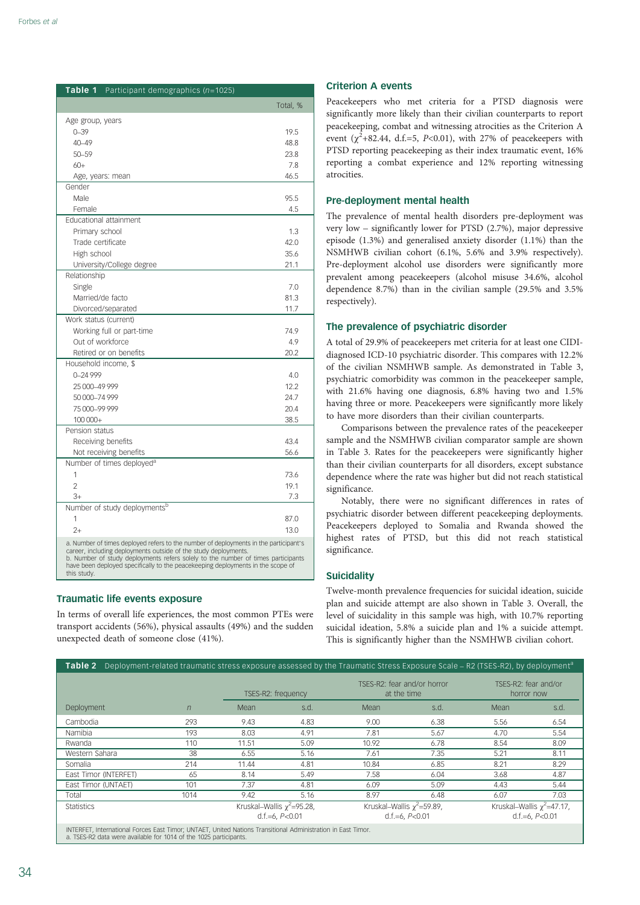**Table 1** Participant demographics ($n$=1025)

| | Total, % |
|---|---|
| Age group, years | |
| 0–39 | 19.5 |
| 40–49 | 48.8 |
| 50–59 | 23.8 |
| 60+ | 7.8 |
| Age, years: mean | 46.5 |
| Gender | |
| Male | 95.5 |
| Female | 4.5 |
| Educational attainment | |
| Primary school | 1.3 |
| Trade certificate | 42.0 |
| High school | 35.6 |
| University/College degree | 21.1 |
| Relationship | |
| Single | 7.0 |
| Married/de facto | 81.3 |
| Divorced/separated | 11.7 |
| Work status (current) | |
| Working full or part-time | 74.9 |
| Out of workforce | 4.9 |
| Retired or on benefits | 20.2 |
| Household income, $ | |
| 0–24 999 | 4.0 |
| 25 000–49 999 | 12.2 |
| 50 000–74 999 | 24.7 |
| 75 000–99 999 | 20.4 |
| 100 000+ | 38.5 |
| Pension status | |
| Receiving benefits | 43.4 |
| Not receiving benefits | 56.6 |
| Number of times deployed[a] | |
| 1 | 73.6 |
| 2 | 19.1 |
| 3+ | 7.3 |
| Number of study deployments[b] | |
| 1 | 87.0 |
| 2+ | 13.0 |

a. Number of times deployed refers to the number of deployments in the participant's career, including deployments outside of the study deployments.
b. Number of study deployments refers solely to the number of times participants have been deployed specifically to the peacekeeping deployments in the scope of this study.

### Traumatic life events exposure

In terms of overall life experiences, the most common PTEs were transport accidents (56%), physical assaults (49%) and the sudden unexpected death of someone close (41%).

### Criterion A events

Peacekeepers who met criteria for a PTSD diagnosis were significantly more likely than their civilian counterparts to report peacekeeping, combat and witnessing atrocities as the Criterion A event ($\chi^2$+82.44, d.f.=5, $P$<0.01), with 27% of peacekeepers with PTSD reporting peacekeeping as their index traumatic event, 16% reporting a combat experience and 12% reporting witnessing atrocities.

### Pre-deployment mental health

The prevalence of mental health disorders pre-deployment was very low – significantly lower for PTSD (2.7%), major depressive episode (1.3%) and generalised anxiety disorder (1.1%) than the NSMHWB civilian cohort (6.1%, 5.6% and 3.9% respectively). Pre-deployment alcohol use disorders were significantly more prevalent among peacekeepers (alcohol misuse 34.6%, alcohol dependence 8.7%) than in the civilian sample (29.5% and 3.5% respectively).

### The prevalence of psychiatric disorder

A total of 29.9% of peacekeepers met criteria for at least one CIDI-diagnosed ICD-10 psychiatric disorder. This compares with 12.2% of the civilian NSMHWB sample. As demonstrated in Table 3, psychiatric comorbidity was common in the peacekeeper sample, with 21.6% having one diagnosis, 6.8% having two and 1.5% having three or more. Peacekeepers were significantly more likely to have more disorders than their civilian counterparts.

Comparisons between the prevalence rates of the peacekeeper sample and the NSMHWB civilian comparator sample are shown in Table 3. Rates for the peacekeepers were significantly higher than their civilian counterparts for all disorders, except substance dependence where the rate was higher but did not reach statistical significance.

Notably, there were no significant differences in rates of psychiatric disorder between different peacekeeping deployments. Peacekeepers deployed to Somalia and Rwanda showed the highest rates of PTSD, but this did not reach statistical significance.

### Suicidality

Twelve-month prevalence frequencies for suicidal ideation, suicide plan and suicide attempt are also shown in Table 3. Overall, the level of suicidality in this sample was high, with 10.7% reporting suicidal ideation, 5.8% a suicide plan and 1% a suicide attempt. This is significantly higher than the NSMHWB civilian cohort.

**Table 2** Deployment-related traumatic stress exposure assessed by the Traumatic Stress Exposure Scale – R2 (TSES-R2), by deployment[a]

| | | TSES-R2: frequency | | TSES-R2: fear and/or horror at the time | | TSES-R2: fear and/or horror now | |
|---|---|---|---|---|---|---|---|
| Deployment | $n$ | Mean | s.d. | Mean | s.d. | Mean | s.d. |
| Cambodia | 293 | 9.43 | 4.83 | 9.00 | 6.38 | 5.56 | 6.54 |
| Namibia | 193 | 8.03 | 4.91 | 7.81 | 5.67 | 4.70 | 5.54 |
| Rwanda | 110 | 11.51 | 5.09 | 10.92 | 6.78 | 8.54 | 8.09 |
| Western Sahara | 38 | 6.55 | 5.16 | 7.61 | 7.35 | 5.21 | 8.11 |
| Somalia | 214 | 11.44 | 4.81 | 10.84 | 6.85 | 8.21 | 8.29 |
| East Timor (INTERFET) | 65 | 8.14 | 5.49 | 7.58 | 6.04 | 3.68 | 4.87 |
| East Timor (UNTAET) | 101 | 7.37 | 4.81 | 6.09 | 5.09 | 4.43 | 5.44 |
| Total | 1014 | 9.42 | 5.16 | 8.97 | 6.48 | 6.07 | 7.03 |
| Statistics | | Kruskal–Wallis $\chi^2$=95.28, d.f.=6, $P$<0.01 | | Kruskal–Wallis $\chi^2$=59.89, d.f.=6, $P$<0.01 | | Kruskal–Wallis $\chi^2$=47.17, d.f.=6, $P$<0.01 | |

INTERFET, International Forces East Timor; UNTAET, United Nations Transitional Administration in East Timor.
a. TSES-R2 data were available for 1014 of the 1025 participants.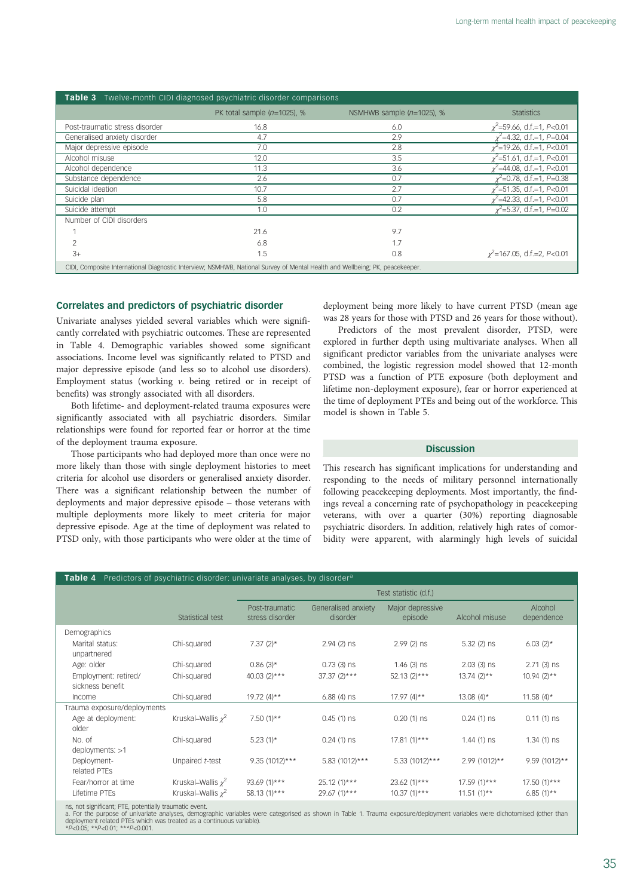**Table 3** Twelve-month CIDI diagnosed psychiatric disorder comparisons

| | PK total sample ($n$=1025), % | NSMHWB sample ($n$=1025), % | Statistics |
|---|---|---|---|
| Post-traumatic stress disorder | 16.8 | 6.0 | $\chi^2$=59.66, d.f.=1, $P$<0.01 |
| Generalised anxiety disorder | 4.7 | 2.9 | $\chi^2$=4.32, d.f.=1, $P$=0.04 |
| Major depressive episode | 7.0 | 2.8 | $\chi^2$=19.26, d.f.=1, $P$<0.01 |
| Alcohol misuse | 12.0 | 3.5 | $\chi^2$=51.61, d.f.=1, $P$<0.01 |
| Alcohol dependence | 11.3 | 3.6 | $\chi^2$=44.08, d.f.=1, $P$<0.01 |
| Substance dependence | 2.6 | 0.7 | $\chi^2$=0.78, d.f.=1, $P$=0.38 |
| Suicidal ideation | 10.7 | 2.7 | $\chi^2$=51.35, d.f.=1, $P$<0.01 |
| Suicide plan | 5.8 | 0.7 | $\chi^2$=42.33, d.f.=1, $P$<0.01 |
| Suicide attempt | 1.0 | 0.2 | $\chi^2$=5.37, d.f.=1, $P$=0.02 |
| Number of CIDI disorders | | | |
| 1 | 21.6 | 9.7 | |
| 2 | 6.8 | 1.7 | |
| 3+ | 1.5 | 0.8 | $\chi^2$=167.05, d.f.=2, $P$<0.01 |

CIDI, Composite International Diagnostic Interview; NSMHWB, National Survey of Mental Health and Wellbeing; PK, peacekeeper.

## Correlates and predictors of psychiatric disorder

Univariate analyses yielded several variables which were significantly correlated with psychiatric outcomes. These are represented in Table 4. Demographic variables showed some significant associations. Income level was significantly related to PTSD and major depressive episode (and less so to alcohol use disorders). Employment status (working *v.* being retired or in receipt of benefits) was strongly associated with all disorders.

Both lifetime- and deployment-related trauma exposures were significantly associated with all psychiatric disorders. Similar relationships were found for reported fear or horror at the time of the deployment trauma exposure.

Those participants who had deployed more than once were no more likely than those with single deployment histories to meet criteria for alcohol use disorders or generalised anxiety disorder. There was a significant relationship between the number of deployments and major depressive episode – those veterans with multiple deployments more likely to meet criteria for major depressive episode. Age at the time of deployment was related to PTSD only, with those participants who were older at the time of deployment being more likely to have current PTSD (mean age was 28 years for those with PTSD and 26 years for those without).

Predictors of the most prevalent disorder, PTSD, were explored in further depth using multivariate analyses. When all significant predictor variables from the univariate analyses were combined, the logistic regression model showed that 12-month PTSD was a function of PTE exposure (both deployment and lifetime non-deployment exposure), fear or horror experienced at the time of deployment PTEs and being out of the workforce. This model is shown in Table 5.

## Discussion

This research has significant implications for understanding and responding to the needs of military personnel internationally following peacekeeping deployments. Most importantly, the findings reveal a concerning rate of psychopathology in peacekeeping veterans, with over a quarter (30%) reporting diagnosable psychiatric disorders. In addition, relatively high rates of comorbidity were apparent, with alarmingly high levels of suicidal

**Table 4** Predictors of psychiatric disorder: univariate analyses, by disorder[a]

| | | Test statistic (d.f.) | | | | |
|---|---|---|---|---|---|---|
| | Statistical test | Post-traumatic stress disorder | Generalised anxiety disorder | Major depressive episode | Alcohol misuse | Alcohol dependence |
| Demographics | | | | | | |
| Marital status: unpartnered | Chi-squared | 7.37 (2)* | 2.94 (2) ns | 2.99 (2) ns | 5.32 (2) ns | 6.03 (2)* |
| Age: older | Chi-squared | 0.86 (3)* | 0.73 (3) ns | 1.46 (3) ns | 2.03 (3) ns | 2.71 (3) ns |
| Employment: retired/ sickness benefit | Chi-squared | 40.03 (2)*** | 37.37 (2)*** | 52.13 (2)*** | 13.74 (2)** | 10.94 (2)** |
| Income | Chi-squared | 19.72 (4)** | 6.88 (4) ns | 17.97 (4)** | 13.08 (4)* | 11.58 (4)* |
| Trauma exposure/deployments | | | | | | |
| Age at deployment: older | Kruskal–Wallis $\chi^2$ | 7.50 (1)** | 0.45 (1) ns | 0.20 (1) ns | 0.24 (1) ns | 0.11 (1) ns |
| No. of deployments: >1 | Chi-squared | 5.23 (1)* | 0.24 (1) ns | 17.81 (1)*** | 1.44 (1) ns | 1.34 (1) ns |
| Deployment-related PTEs | Unpaired $t$-test | 9.35 (1012)*** | 5.83 (1012)*** | 5.33 (1012)*** | 2.99 (1012)** | 9.59 (1012)** |
| Fear/horror at time | Kruskal–Wallis $\chi^2$ | 93.69 (1)*** | 25.12 (1)*** | 23.62 (1)*** | 17.59 (1)*** | 17.50 (1)*** |
| Lifetime PTEs | Kruskal–Wallis $\chi^2$ | 58.13 (1)*** | 29.67 (1)*** | 10.37 (1)*** | 11.51 (1)** | 6.85 (1)** |

ns, not significant; PTE, potentially traumatic event.
a. For the purpose of univariate analyses, demographic variables were categorised as shown in Table 1. Trauma exposure/deployment variables were dichotomised (other than deployment related PTEs which was treated as a continuous variable).
*$P$<0.05; **$P$<0.01; ***$P$<0.001.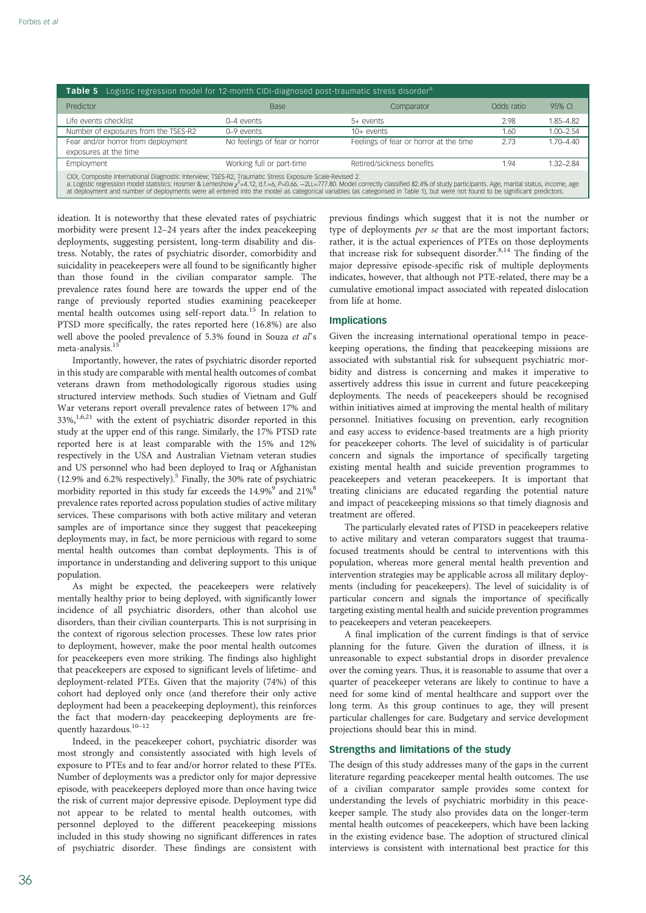**Table 5** Logistic regression model for 12-month CIDI-diagnosed post-traumatic stress disorder[a]

| Predictor | Base | Comparator | Odds ratio | 95% CI |
|---|---|---|---|---|
| Life events checklist | 0–4 events | 5+ events | 2.98 | 1.85–4.82 |
| Number of exposures from the TSES-R2 | 0–9 events | 10+ events | 1.60 | 1.00–2.54 |
| Fear and/or horror from deployment exposures at the time | No feelings of fear or horror | Feelings of fear or horror at the time | 2.73 | 1.70–4.40 |
| Employment | Working full or part-time | Retired/sickness benefits | 1.94 | 1.32–2.84 |

CIDI, Composite International Diagnostic Interview; TSES-R2, Traumatic Stress Exposure Scale-Revised 2.
a. Logistic regression model statistics: Hosmer & Lemeshow $\chi^2$=4.12, d.f.=6, $P$=0.66. −2LL=777.80. Model correctly classified 82.4% of study participants. Age, marital status, income, age at deployment and number of deployments were all entered into the model as categorical variables (as categorised in Table 1), but were not found to be significant predictors.

ideation. It is noteworthy that these elevated rates of psychiatric morbidity were present 12–24 years after the index peacekeeping deployments, suggesting persistent, long-term disability and distress. Notably, the rates of psychiatric disorder, comorbidity and suicidality in peacekeepers were all found to be significantly higher than those found in the civilian comparator sample. The prevalence rates found here are towards the upper end of the range of previously reported studies examining peacekeeper mental health outcomes using self-report data.[15] In relation to PTSD more specifically, the rates reported here (16.8%) are also well above the pooled prevalence of 5.3% found in Souza *et al*'s meta-analysis.[15]

Importantly, however, the rates of psychiatric disorder reported in this study are comparable with mental health outcomes of combat veterans drawn from methodologically rigorous studies using structured interview methods. Such studies of Vietnam and Gulf War veterans report overall prevalence rates of between 17% and 33%,[1,6,21] with the extent of psychiatric disorder reported in this study at the upper end of this range. Similarly, the 17% PTSD rate reported here is at least comparable with the 15% and 12% respectively in the USA and Australian Vietnam veteran studies and US personnel who had been deployed to Iraq or Afghanistan (12.9% and 6.2% respectively).[5] Finally, the 30% rate of psychiatric morbidity reported in this study far exceeds the 14.9%[9] and 21%[8] prevalence rates reported across population studies of active military services. These comparisons with both active military and veteran samples are of importance since they suggest that peacekeeping deployments may, in fact, be more pernicious with regard to some mental health outcomes than combat deployments. This is of importance in understanding and delivering support to this unique population.

As might be expected, the peacekeepers were relatively mentally healthy prior to being deployed, with significantly lower incidence of all psychiatric disorders, other than alcohol use disorders, than their civilian counterparts. This is not surprising in the context of rigorous selection processes. These low rates prior to deployment, however, make the poor mental health outcomes for peacekeepers even more striking. The findings also highlight that peacekeepers are exposed to significant levels of lifetime- and deployment-related PTEs. Given that the majority (74%) of this cohort had deployed only once (and therefore their only active deployment had been a peacekeeping deployment), this reinforces the fact that modern-day peacekeeping deployments are frequently hazardous.[10–12]

Indeed, in the peacekeeper cohort, psychiatric disorder was most strongly and consistently associated with high levels of exposure to PTEs and to fear and/or horror related to these PTEs. Number of deployments was a predictor only for major depressive episode, with peacekeepers deployed more than once having twice the risk of current major depressive episode. Deployment type did not appear to be related to mental health outcomes, with personnel deployed to the different peacekeeping missions included in this study showing no significant differences in rates of psychiatric disorder. These findings are consistent with previous findings which suggest that it is not the number or type of deployments *per se* that are the most important factors; rather, it is the actual experiences of PTEs on those deployments that increase risk for subsequent disorder.[8,14] The finding of the major depressive episode-specific risk of multiple deployments indicates, however, that although not PTE-related, there may be a cumulative emotional impact associated with repeated dislocation from life at home.

## Implications

Given the increasing international operational tempo in peacekeeping operations, the finding that peacekeeping missions are associated with substantial risk for subsequent psychiatric morbidity and distress is concerning and makes it imperative to assertively address this issue in current and future peacekeeping deployments. The needs of peacekeepers should be recognised within initiatives aimed at improving the mental health of military personnel. Initiatives focusing on prevention, early recognition and easy access to evidence-based treatments are a high priority for peacekeeper cohorts. The level of suicidality is of particular concern and signals the importance of specifically targeting existing mental health and suicide prevention programmes to peacekeepers and veteran peacekeepers. It is important that treating clinicians are educated regarding the potential nature and impact of peacekeeping missions so that timely diagnosis and treatment are offered.

The particularly elevated rates of PTSD in peacekeepers relative to active military and veteran comparators suggest that trauma-focused treatments should be central to interventions with this population, whereas more general mental health prevention and intervention strategies may be applicable across all military deployments (including for peacekeepers). The level of suicidality is of particular concern and signals the importance of specifically targeting existing mental health and suicide prevention programmes to peacekeepers and veteran peacekeepers.

A final implication of the current findings is that of service planning for the future. Given the duration of illness, it is unreasonable to expect substantial drops in disorder prevalence over the coming years. Thus, it is reasonable to assume that over a quarter of peacekeeper veterans are likely to continue to have a need for some kind of mental healthcare and support over the long term. As this group continues to age, they will present particular challenges for care. Budgetary and service development projections should bear this in mind.

## Strengths and limitations of the study

The design of this study addresses many of the gaps in the current literature regarding peacekeeper mental health outcomes. The use of a civilian comparator sample provides some context for understanding the levels of psychiatric morbidity in this peacekeeper sample. The study also provides data on the longer-term mental health outcomes of peacekeepers, which have been lacking in the existing evidence base. The adoption of structured clinical interviews is consistent with international best practice for this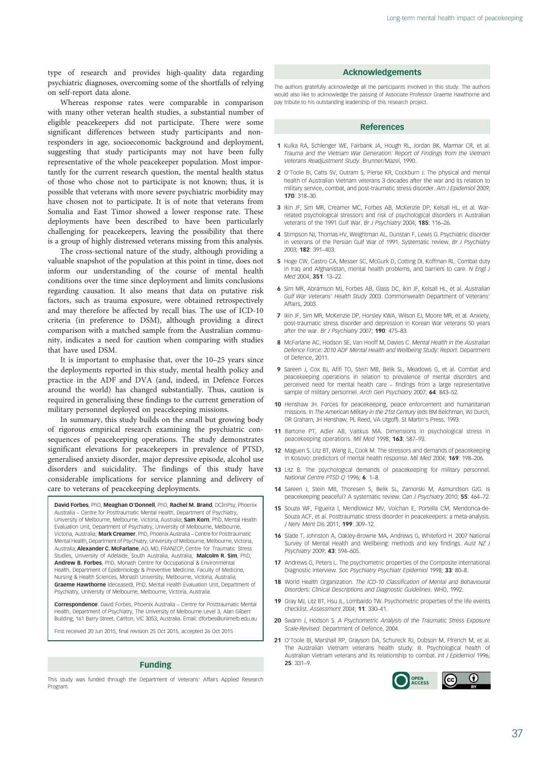type of research and provides high-quality data regarding psychiatric diagnoses, overcoming some of the shortfalls of relying on self-report data alone.

Whereas response rates were comparable in comparison with many other veteran health studies, a substantial number of eligible peacekeepers did not participate. There were some significant differences between study participants and non-responders in age, socioeconomic background and deployment, suggesting that study participants may not have been fully representative of the whole peacekeeper population. Most importantly for the current research question, the mental health status of those who chose not to participate is not known; thus, it is possible that veterans with more severe psychiatric morbidity may have chosen not to participate. It is of note that veterans from Somalia and East Timor showed a lower response rate. These deployments have been described to have been particularly challenging for peacekeepers, leaving the possibility that there is a group of highly distressed veterans missing from this analysis.

The cross-sectional nature of the study, although providing a valuable snapshot of the population at this point in time, does not inform our understanding of the course of mental health conditions over the time since deployment and limits conclusions regarding causation. It also means that data on putative risk factors, such as trauma exposure, were obtained retrospectively and may therefore be affected by recall bias. The use of ICD-10 criteria (in preference to DSM), although providing a direct comparison with a matched sample from the Australian community, indicates a need for caution when comparing with studies that have used DSM.

It is important to emphasise that, over the 10–25 years since the deployments reported in this study, mental health policy and practice in the ADF and DVA (and, indeed, in Defence Forces around the world) has changed substantially. Thus, caution is required in generalising these findings to the current generation of military personnel deployed on peacekeeping missions.

In summary, this study builds on the small but growing body of rigorous empirical research examining the psychiatric consequences of peacekeeping operations. The study demonstrates significant elevations for peacekeepers in prevalence of PTSD, generalised anxiety disorder, major depressive episode, alcohol use disorders and suicidality. The findings of this study have considerable implications for service planning and delivery of care to veterans of peacekeeping deployments.

**David Forbes**, PhD, **Meaghan O'Donnell**, PhD, **Rachel M. Brand**, DClinPsy, Phoenix Australia – Centre for Posttraumatic Mental Health, Department of Psychiatry, University of Melbourne, Melbourne, Victoria, Australia; **Sam Korn**, PhD, Mental Health Evaluation Unit, Department of Psychiatry, University of Melbourne, Melbourne, Victoria, Australia; **Mark Creamer**, PhD, Phoenix Australia – Centre for Posttraumatic Mental Health, Department of Psychiatry, University of Melbourne, Melbourne, Victoria, Australia; **Alexander C. McFarlane**, AO, MD, FRANZCP, Centre for Traumatic Stress Studies, University of Adelaide, South Australia, Australia; **Malcolm R. Sim**, PhD, **Andrew B. Forbes**, PhD, Monash Centre for Occupational & Environmental Health, Department of Epidemiology & Preventive Medicine, Faculty of Medicine, Nursing & Health Sciences, Monash University, Melbourne, Victoria, Australia; **Graeme Hawthorne** (deceased), PhD, Mental Health Evaluation Unit, Department of Psychiatry, University of Melbourne, Melbourne, Victoria, Australia

**Correspondence**: David Forbes, Phoenix Australia – Centre for Posttraumatic Mental Health, Department of Psychiatry, The University of Melbourne Level 3, Alan Gilbert Building, 161 Barry Street, Carlton, VIC 3053, Australia. Email: dforbes@unimelb.edu.au

First received 20 Jun 2015, final revision 25 Oct 2015, accepted 26 Oct 2015

## Funding

This study was funded through the Department of Veterans' Affairs Applied Research Program.

## Acknowledgements

The authors gratefully acknowledge all the participants involved in this study. The authors would also like to acknowledge the passing of Associate Professor Graeme Hawthorne and pay tribute to his outstanding leadership of this research project.

## References

1. Kulka RA, Schlenger WE, Fairbank JA, Hough RL, Jordan BK, Marmar CR, et al. *Trauma and the Vietnam War Generation: Report of Findings from the Vietnam Veterans Readjustment Study*. Brunner/Mazel, 1990.
2. O'Toole BI, Catts SV, Outram S, Pierse KR, Cockburn J. The physical and mental health of Australian Vietnam veterans 3 decades after the war and its relation to military service, combat, and post-traumatic stress disorder. *Am J Epidemiol* 2009; **170**: 318–30.
3. Ikin JF, Sim MR, Creamer MC, Forbes AB, McKenzie DP, Kelsall HL, et al. War-related psychological stressors and risk of psychological disorders in Australian veterans of the 1991 Gulf War. *Br J Psychiatry* 2004; **185**: 116–26.
4. Stimpson NJ, Thomas HV, Weightman AL, Dunstan F, Lewis G. Psychiatric disorder in veterans of the Persian Gulf War of 1991. Systematic review. *Br J Psychiatry* 2003; **182**: 391–403.
5. Hoge CW, Castro CA, Messer SC, McGurk D, Cotting DI, Koffman RL. Combat duty in Iraq and Afghanistan, mental health problems, and barriers to care. *N Engl J Med* 2004; **351**: 13–22.
6. Sim MR, Abramson MJ, Forbes AB, Glass DC, Ikin JF, Kelsall HL, et al. *Australian Gulf War Veterans' Health Study* 2003. Commonwealth Department of Veterans' Affairs, 2003.
7. Ikin JF, Sim MR, McKenzie DP, Horsley KWA, Wilson EJ, Moore MR, et al. Anxiety, post-traumatic stress disorder and depression in Korean War veterans 50 years after the war. *Br J Psychiatry* 2007; **190**: 475–83.
8. McFarlane AC, Hodson SE, Van Hooff M, Davies C. *Mental Health in the Australian Defence Force: 2010 ADF Mental Health and Wellbeing Study: Report*. Department of Defence, 2011.
9. Sareen J, Cox BJ, Afifi TO, Stein MB, Belik SL, Meadows G, et al. Combat and peacekeeping operations in relation to prevalence of mental disorders and perceived need for mental health care – findings from a large representative sample of military personnel. *Arch Gen Psychiatry* 2007; **64**: 843–52.
10. Henshaw JH. Forces for peacekeeping, peace enforcement and humanitarian missions. In *The American Military in the 21st Century* (eds BM Belchman, WJ Durch, DR Graham, JH Henshaw, PL Reed, VA Utgoff). St Martin's Press, 1993.
11. Bartone PT, Adler AB, Vaitkus MA. Dimensions in psychological stress in peacekeeping operations. *Mil Med* 1998; **163**: 587–93.
12. Maguen S, Litz BT, Wang JL, Cook M. The stressors and demands of peacekeeping in Kosovo: predictors of mental health response. *Mil Med* 2004; **169**: 198–206.
13. Litz B. The psychological demands of peacekeeping for military personnel. *National Centre PTSD Q* 1996; **6**: 1–8.
14. Sareen J, Stein MB, Thoresen S, Belik SL, Zamorski M, Asmundson GJG. Is peacekeeping peaceful? A systematic review. *Can J Psychiatry* 2010; **55**: 464–72.
15. Souza WF, Figueira I, Mendlowicz MV, Volchan E, Portella CM, Mendonca-de-Souza ACF, et al. Posttraumatic stress disorder in peacekeepers: a meta-analysis. *J Nerv Ment Dis* 2011; **199**: 309–12.
16. Slade T, Johnston A, Oakley-Browne MA, Andrews G, Whiteford H. 2007 National Survey of Mental Health and Wellbeing: methods and key findings. *Aust NZ J Psychiatry* 2009; **43**: 594–605.
17. Andrews G, Peters L. The psychometric properties of the Composite International Diagnostic Interview. *Soc Psychiatry Psychiatr Epidemiol* 1998; **33**: 80–8.
18. World Health Organization. *The ICD-10 Classification of Mental and Behavioural Disorders: Clinical Descriptions and Diagnostic Guidelines*. WHO, 1992.
19. Gray MJ, Litz BT, Hsu JL, Lombardo TW. Psychometric properties of the life events checklist. *Assessment* 2004; **11**: 330–41.
20. Swann J, Hodson S. *A Psychometric Analysis of the Traumatic Stress Exposure Scale-Revised*. Department of Defence, 2004.
21. O'Toole BI, Marshall RP, Grayson DA, Schureck RJ, Dobson M, Ffrench M, et al. The Australian Vietnam veterans health study: III. Psychological health of Australian Vietnam veterans and its relationship to combat. *Int J Epidemiol* 1996; **25**: 331–9.